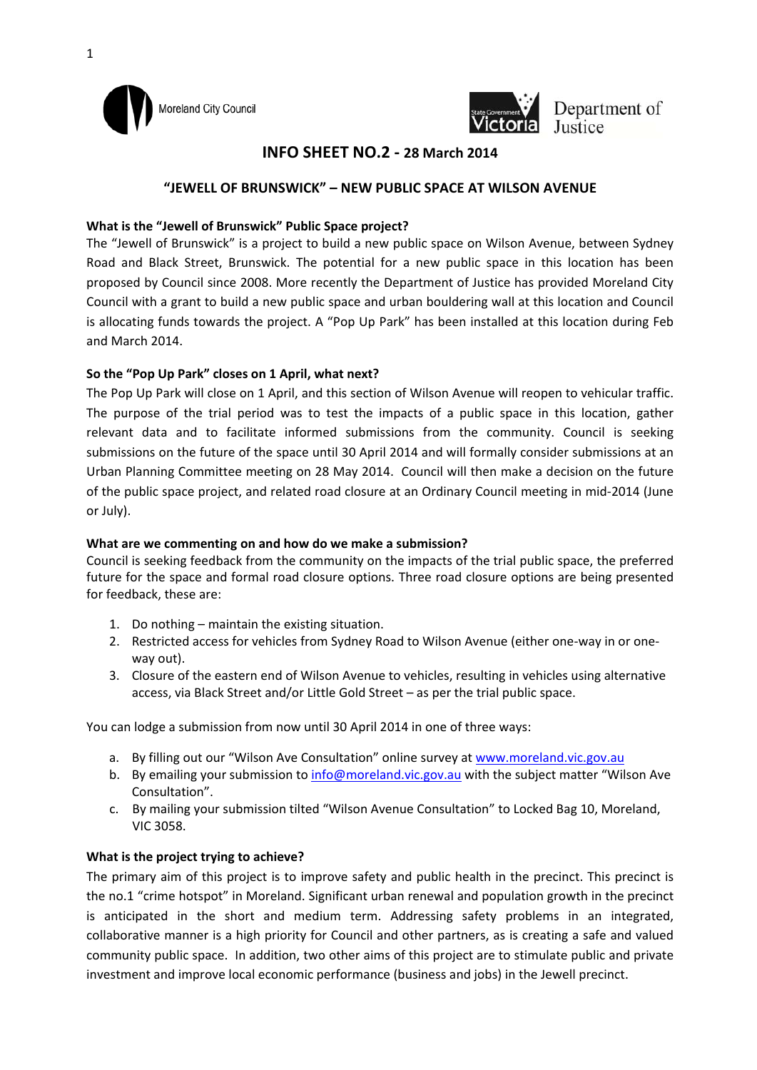Moreland City Council

State Government Victoria Department of Justice

# INFO SHEET NO.2 - 28 March 2014

## "JEWELL OF BRUNSWICK" – NEW PUBLIC SPACE AT WILSON AVENUE

**What is the "Jewell of Brunswick" Public Space project?**

The "Jewell of Brunswick" is a project to build a new public space on Wilson Avenue, between Sydney Road and Black Street, Brunswick. The potential for a new public space in this location has been proposed by Council since 2008. More recently the Department of Justice has provided Moreland City Council with a grant to build a new public space and urban bouldering wall at this location and Council is allocating funds towards the project. A "Pop Up Park" has been installed at this location during Feb and March 2014.

**So the "Pop Up Park" closes on 1 April, what next?**

The Pop Up Park will close on 1 April, and this section of Wilson Avenue will reopen to vehicular traffic. The purpose of the trial period was to test the impacts of a public space in this location, gather relevant data and to facilitate informed submissions from the community. Council is seeking submissions on the future of the space until 30 April 2014 and will formally consider submissions at an Urban Planning Committee meeting on 28 May 2014. Council will then make a decision on the future of the public space project, and related road closure at an Ordinary Council meeting in mid-2014 (June or July).

**What are we commenting on and how do we make a submission?**

Council is seeking feedback from the community on the impacts of the trial public space, the preferred future for the space and formal road closure options. Three road closure options are being presented for feedback, these are:

1. Do nothing – maintain the existing situation.
2. Restricted access for vehicles from Sydney Road to Wilson Avenue (either one-way in or one-way out).
3. Closure of the eastern end of Wilson Avenue to vehicles, resulting in vehicles using alternative access, via Black Street and/or Little Gold Street – as per the trial public space.

You can lodge a submission from now until 30 April 2014 in one of three ways:

a. By filling out our "Wilson Ave Consultation" online survey at www.moreland.vic.gov.au
b. By emailing your submission to info@moreland.vic.gov.au with the subject matter "Wilson Ave Consultation".
c. By mailing your submission tilted "Wilson Avenue Consultation" to Locked Bag 10, Moreland, VIC 3058.

**What is the project trying to achieve?**

The primary aim of this project is to improve safety and public health in the precinct. This precinct is the no.1 "crime hotspot" in Moreland. Significant urban renewal and population growth in the precinct is anticipated in the short and medium term. Addressing safety problems in an integrated, collaborative manner is a high priority for Council and other partners, as is creating a safe and valued community public space. In addition, two other aims of this project are to stimulate public and private investment and improve local economic performance (business and jobs) in the Jewell precinct.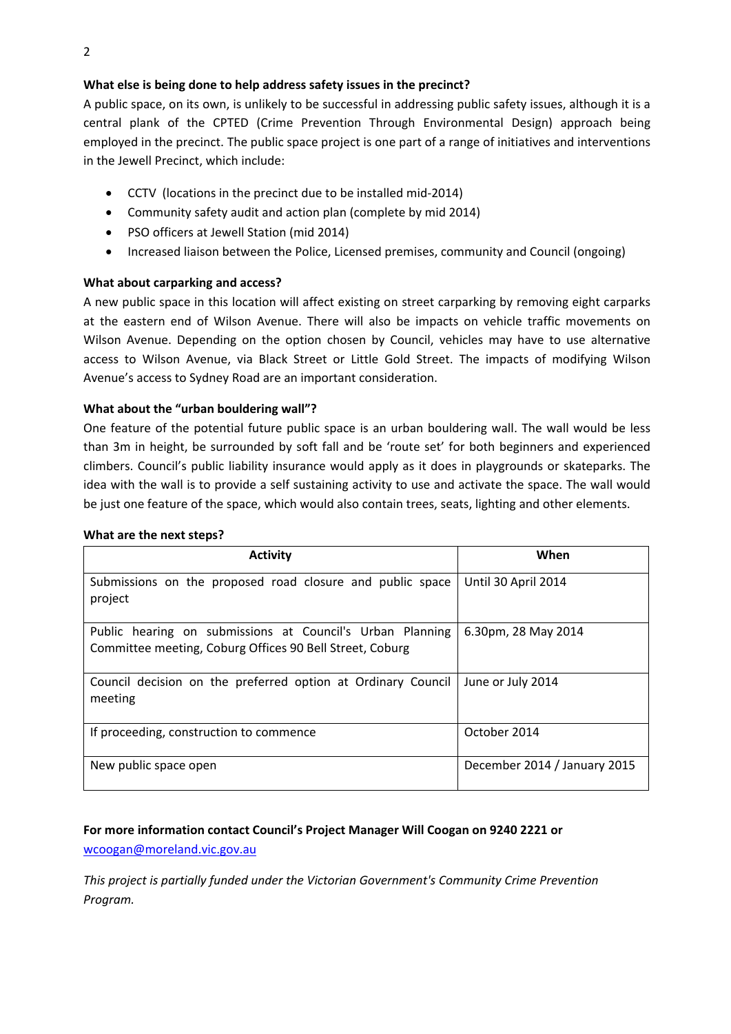**What else is being done to help address safety issues in the precinct?**

A public space, on its own, is unlikely to be successful in addressing public safety issues, although it is a central plank of the CPTED (Crime Prevention Through Environmental Design) approach being employed in the precinct. The public space project is one part of a range of initiatives and interventions in the Jewell Precinct, which include:

- CCTV (locations in the precinct due to be installed mid-2014)
- Community safety audit and action plan (complete by mid 2014)
- PSO officers at Jewell Station (mid 2014)
- Increased liaison between the Police, Licensed premises, community and Council (ongoing)

**What about carparking and access?**

A new public space in this location will affect existing on street carparking by removing eight carparks at the eastern end of Wilson Avenue. There will also be impacts on vehicle traffic movements on Wilson Avenue. Depending on the option chosen by Council, vehicles may have to use alternative access to Wilson Avenue, via Black Street or Little Gold Street. The impacts of modifying Wilson Avenue's access to Sydney Road are an important consideration.

**What about the "urban bouldering wall"?**

One feature of the potential future public space is an urban bouldering wall. The wall would be less than 3m in height, be surrounded by soft fall and be 'route set' for both beginners and experienced climbers. Council's public liability insurance would apply as it does in playgrounds or skateparks. The idea with the wall is to provide a self sustaining activity to use and activate the space. The wall would be just one feature of the space, which would also contain trees, seats, lighting and other elements.

**What are the next steps?**

| Activity | When |
|---|---|
| Submissions on the proposed road closure and public space project | Until 30 April 2014 |
| Public hearing on submissions at Council's Urban Planning Committee meeting, Coburg Offices 90 Bell Street, Coburg | 6.30pm, 28 May 2014 |
| Council decision on the preferred option at Ordinary Council meeting | June or July 2014 |
| If proceeding, construction to commence | October 2014 |
| New public space open | December 2014 / January 2015 |

**For more information contact Council's Project Manager Will Coogan on 9240 2221 or** wcoogan@moreland.vic.gov.au

*This project is partially funded under the Victorian Government's Community Crime Prevention Program.*